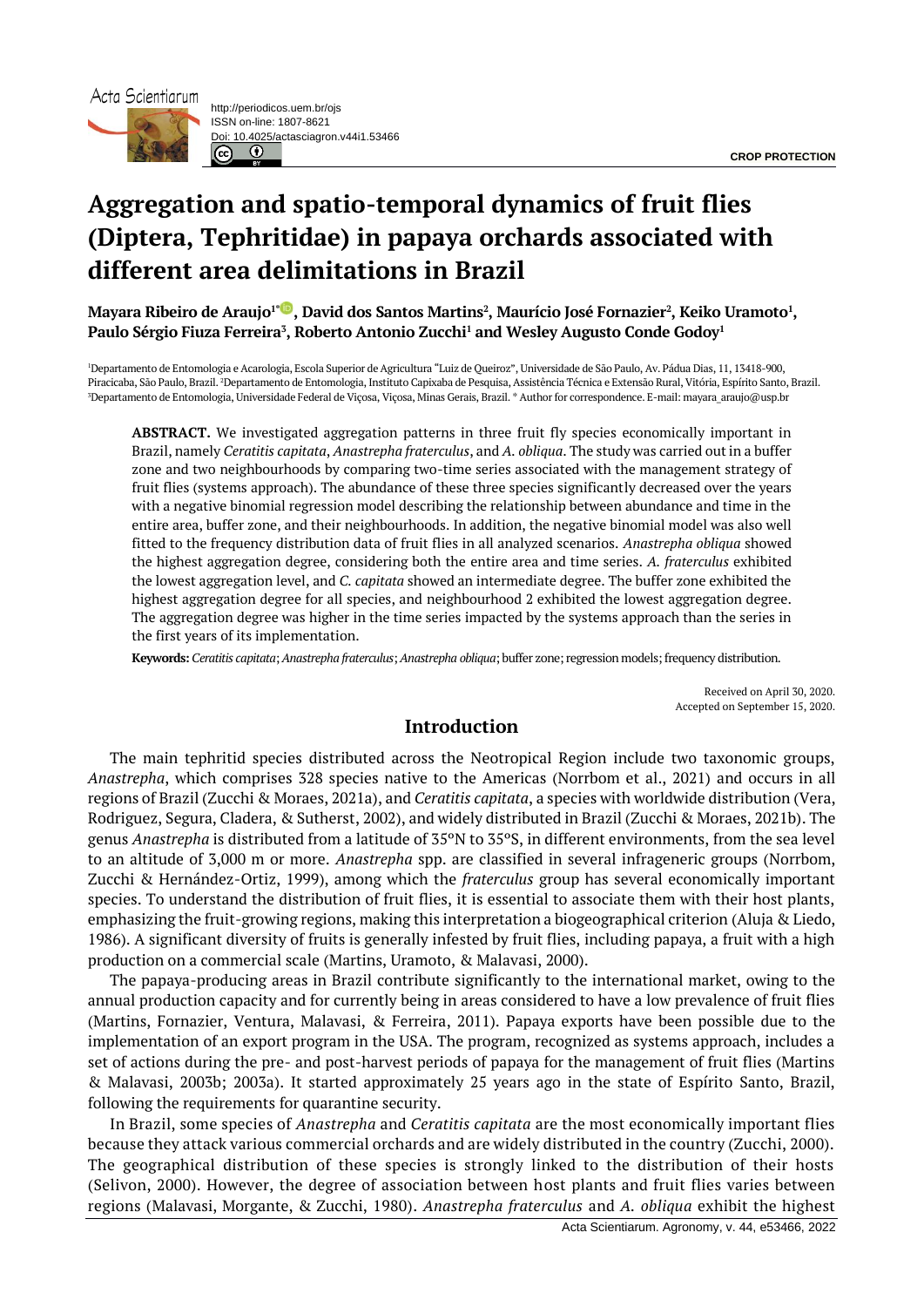CROP PROTECTION

# Aggregation and spatio-temporal dynamics of fruit flies (Diptera, Tephritidae) in papaya orchards associated with different area delimitations in Brazil

**Mayara Ribeiro de Araujo[1*], David dos Santos Martins[2], Maurício José Fornazier[2], Keiko Uramoto[1], Paulo Sérgio Fiuza Ferreira[3], Roberto Antonio Zucchi[1] and Wesley Augusto Conde Godoy[1]**

[1]Departamento de Entomologia e Acarologia, Escola Superior de Agricultura "Luiz de Queiroz", Universidade de São Paulo, Av. Pádua Dias, 11, 13418-900, Piracicaba, São Paulo, Brazil. [2]Departamento de Entomologia, Instituto Capixaba de Pesquisa, Assistência Técnica e Extensão Rural, Vitória, Espírito Santo, Brazil. [3]Departamento de Entomologia, Universidade Federal de Viçosa, Viçosa, Minas Gerais, Brazil. * Author for correspondence. E-mail: mayara_araujo@usp.br

**ABSTRACT.** We investigated aggregation patterns in three fruit fly species economically important in Brazil, namely *Ceratitis capitata*, *Anastrepha fraterculus*, and *A. obliqua*. The study was carried out in a buffer zone and two neighbourhoods by comparing two-time series associated with the management strategy of fruit flies (systems approach). The abundance of these three species significantly decreased over the years with a negative binomial regression model describing the relationship between abundance and time in the entire area, buffer zone, and their neighbourhoods. In addition, the negative binomial model was also well fitted to the frequency distribution data of fruit flies in all analyzed scenarios. *Anastrepha obliqua* showed the highest aggregation degree, considering both the entire area and time series. *A. fraterculus* exhibited the lowest aggregation level, and *C. capitata* showed an intermediate degree. The buffer zone exhibited the highest aggregation degree for all species, and neighbourhood 2 exhibited the lowest aggregation degree. The aggregation degree was higher in the time series impacted by the systems approach than the series in the first years of its implementation.

**Keywords:** *Ceratitis capitata*; *Anastrepha fraterculus*; *Anastrepha obliqua*; buffer zone; regression models; frequency distribution.

Received on April 30, 2020.
Accepted on September 15, 2020.

## Introduction

The main tephritid species distributed across the Neotropical Region include two taxonomic groups, *Anastrepha*, which comprises 328 species native to the Americas (Norrbom et al., 2021) and occurs in all regions of Brazil (Zucchi & Moraes, 2021a), and *Ceratitis capitata*, a species with worldwide distribution (Vera, Rodriguez, Segura, Cladera, & Sutherst, 2002), and widely distributed in Brazil (Zucchi & Moraes, 2021b). The genus *Anastrepha* is distributed from a latitude of 35°N to 35°S, in different environments, from the sea level to an altitude of 3,000 m or more. *Anastrepha* spp. are classified in several infrageneric groups (Norrbom, Zucchi & Hernández-Ortiz, 1999), among which the *fraterculus* group has several economically important species. To understand the distribution of fruit flies, it is essential to associate them with their host plants, emphasizing the fruit-growing regions, making this interpretation a biogeographical criterion (Aluja & Liedo, 1986). A significant diversity of fruits is generally infested by fruit flies, including papaya, a fruit with a high production on a commercial scale (Martins, Uramoto, & Malavasi, 2000).

The papaya-producing areas in Brazil contribute significantly to the international market, owing to the annual production capacity and for currently being in areas considered to have a low prevalence of fruit flies (Martins, Fornazier, Ventura, Malavasi, & Ferreira, 2011). Papaya exports have been possible due to the implementation of an export program in the USA. The program, recognized as systems approach, includes a set of actions during the pre- and post-harvest periods of papaya for the management of fruit flies (Martins & Malavasi, 2003b; 2003a). It started approximately 25 years ago in the state of Espírito Santo, Brazil, following the requirements for quarantine security.

In Brazil, some species of *Anastrepha* and *Ceratitis capitata* are the most economically important flies because they attack various commercial orchards and are widely distributed in the country (Zucchi, 2000). The geographical distribution of these species is strongly linked to the distribution of their hosts (Selivon, 2000). However, the degree of association between host plants and fruit flies varies between regions (Malavasi, Morgante, & Zucchi, 1980). *Anastrepha fraterculus* and *A. obliqua* exhibit the highest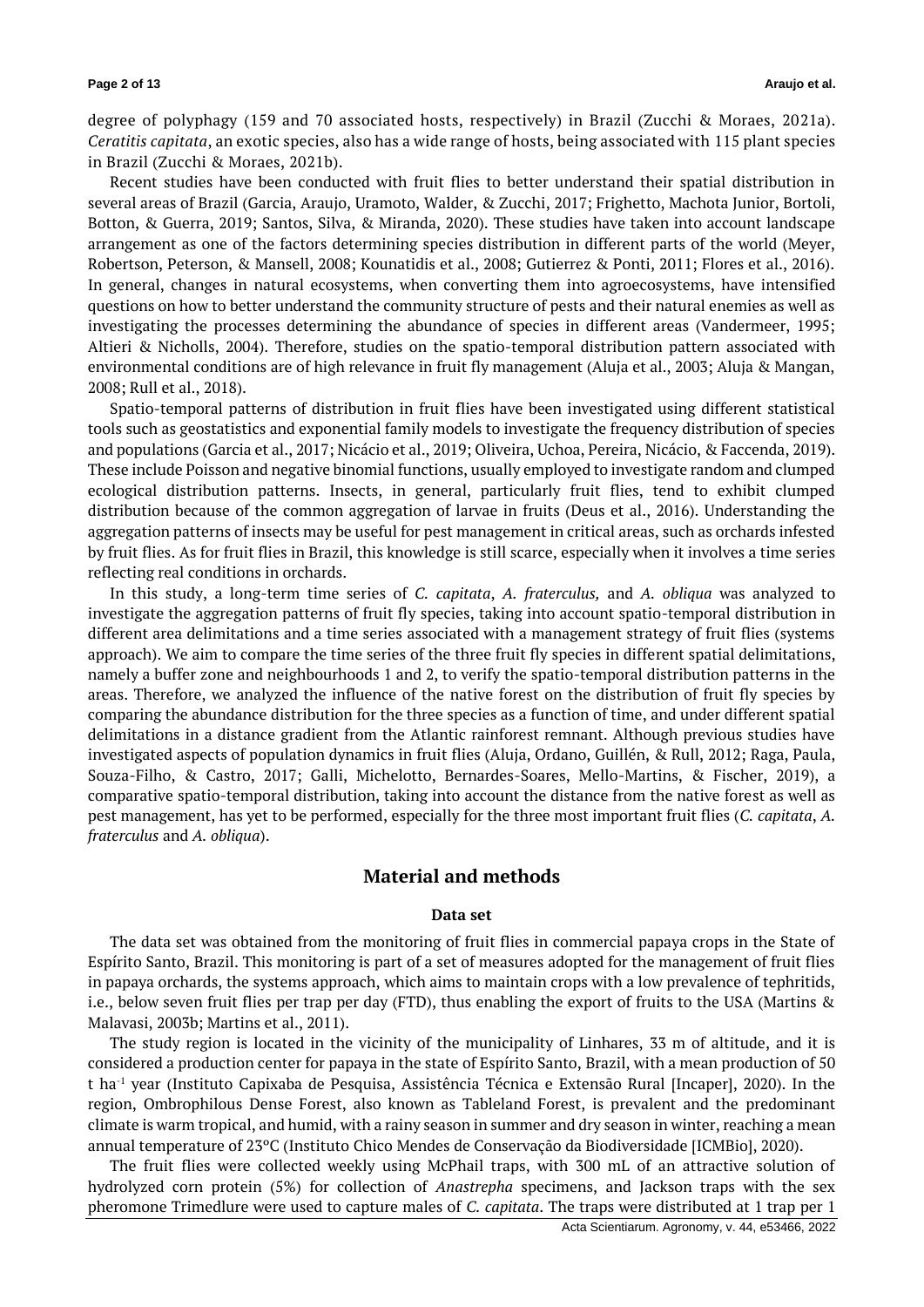degree of polyphagy (159 and 70 associated hosts, respectively) in Brazil (Zucchi & Moraes, 2021a). *Ceratitis capitata*, an exotic species, also has a wide range of hosts, being associated with 115 plant species in Brazil (Zucchi & Moraes, 2021b).

Recent studies have been conducted with fruit flies to better understand their spatial distribution in several areas of Brazil (Garcia, Araujo, Uramoto, Walder, & Zucchi, 2017; Frighetto, Machota Junior, Bortoli, Botton, & Guerra, 2019; Santos, Silva, & Miranda, 2020). These studies have taken into account landscape arrangement as one of the factors determining species distribution in different parts of the world (Meyer, Robertson, Peterson, & Mansell, 2008; Kounatidis et al., 2008; Gutierrez & Ponti, 2011; Flores et al., 2016). In general, changes in natural ecosystems, when converting them into agroecosystems, have intensified questions on how to better understand the community structure of pests and their natural enemies as well as investigating the processes determining the abundance of species in different areas (Vandermeer, 1995; Altieri & Nicholls, 2004). Therefore, studies on the spatio-temporal distribution pattern associated with environmental conditions are of high relevance in fruit fly management (Aluja et al., 2003; Aluja & Mangan, 2008; Rull et al., 2018).

Spatio-temporal patterns of distribution in fruit flies have been investigated using different statistical tools such as geostatistics and exponential family models to investigate the frequency distribution of species and populations (Garcia et al., 2017; Nicácio et al., 2019; Oliveira, Uchoa, Pereira, Nicácio, & Faccenda, 2019). These include Poisson and negative binomial functions, usually employed to investigate random and clumped ecological distribution patterns. Insects, in general, particularly fruit flies, tend to exhibit clumped distribution because of the common aggregation of larvae in fruits (Deus et al., 2016). Understanding the aggregation patterns of insects may be useful for pest management in critical areas, such as orchards infested by fruit flies. As for fruit flies in Brazil, this knowledge is still scarce, especially when it involves a time series reflecting real conditions in orchards.

In this study, a long-term time series of *C. capitata*, *A. fraterculus,* and *A. obliqua* was analyzed to investigate the aggregation patterns of fruit fly species, taking into account spatio-temporal distribution in different area delimitations and a time series associated with a management strategy of fruit flies (systems approach). We aim to compare the time series of the three fruit fly species in different spatial delimitations, namely a buffer zone and neighbourhoods 1 and 2, to verify the spatio-temporal distribution patterns in the areas. Therefore, we analyzed the influence of the native forest on the distribution of fruit fly species by comparing the abundance distribution for the three species as a function of time, and under different spatial delimitations in a distance gradient from the Atlantic rainforest remnant. Although previous studies have investigated aspects of population dynamics in fruit flies (Aluja, Ordano, Guillén, & Rull, 2012; Raga, Paula, Souza-Filho, & Castro, 2017; Galli, Michelotto, Bernardes-Soares, Mello-Martins, & Fischer, 2019), a comparative spatio-temporal distribution, taking into account the distance from the native forest as well as pest management, has yet to be performed, especially for the three most important fruit flies (*C. capitata*, *A. fraterculus* and *A. obliqua*).

## Material and methods

### Data set

The data set was obtained from the monitoring of fruit flies in commercial papaya crops in the State of Espírito Santo, Brazil. This monitoring is part of a set of measures adopted for the management of fruit flies in papaya orchards, the systems approach, which aims to maintain crops with a low prevalence of tephritids, i.e., below seven fruit flies per trap per day (FTD), thus enabling the export of fruits to the USA (Martins & Malavasi, 2003b; Martins et al., 2011).

The study region is located in the vicinity of the municipality of Linhares, 33 m of altitude, and it is considered a production center for papaya in the state of Espírito Santo, Brazil, with a mean production of 50 t $ha^{-1}$ year (Instituto Capixaba de Pesquisa, Assistência Técnica e Extensão Rural [Incaper], 2020). In the region, Ombrophilous Dense Forest, also known as Tableland Forest, is prevalent and the predominant climate is warm tropical, and humid, with a rainy season in summer and dry season in winter, reaching a mean annual temperature of 23ºC (Instituto Chico Mendes de Conservação da Biodiversidade [ICMBio], 2020).

The fruit flies were collected weekly using McPhail traps, with 300 mL of an attractive solution of hydrolyzed corn protein (5%) for collection of *Anastrepha* specimens, and Jackson traps with the sex pheromone Trimedlure were used to capture males of *C. capitata*. The traps were distributed at 1 trap per 1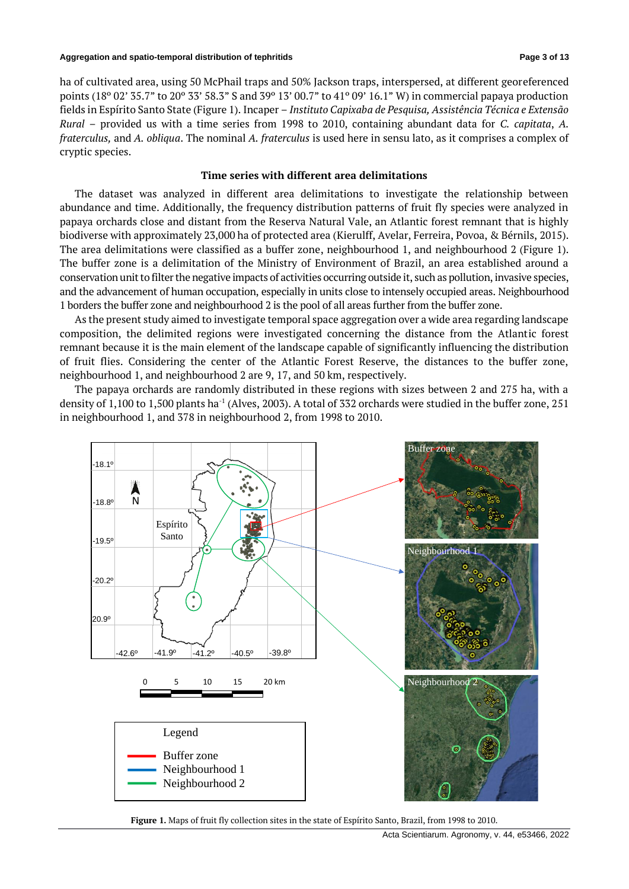ha of cultivated area, using 50 McPhail traps and 50% Jackson traps, interspersed, at different georeferenced points (18º 02’ 35.7” to 20º 33’ 58.3” S and 39º 13’ 00.7” to 41º 09’ 16.1” W) in commercial papaya production fields in Espírito Santo State (Figure 1). Incaper – *Instituto Capixaba de Pesquisa, Assistência Técnica e Extensão Rural* – provided us with a time series from 1998 to 2010, containing abundant data for *C. capitata*, *A. fraterculus,* and *A. obliqua*. The nominal *A. fraterculus* is used here in sensu lato, as it comprises a complex of cryptic species.

### Time series with different area delimitations

The dataset was analyzed in different area delimitations to investigate the relationship between abundance and time. Additionally, the frequency distribution patterns of fruit fly species were analyzed in papaya orchards close and distant from the Reserva Natural Vale, an Atlantic forest remnant that is highly biodiverse with approximately 23,000 ha of protected area (Kierulff, Avelar, Ferreira, Povoa, & Bérnils, 2015). The area delimitations were classified as a buffer zone, neighbourhood 1, and neighbourhood 2 (Figure 1). The buffer zone is a delimitation of the Ministry of Environment of Brazil, an area established around a conservation unit to filter the negative impacts of activities occurring outside it, such as pollution, invasive species, and the advancement of human occupation, especially in units close to intensely occupied areas. Neighbourhood 1 borders the buffer zone and neighbourhood 2 is the pool of all areas further from the buffer zone.

As the present study aimed to investigate temporal space aggregation over a wide area regarding landscape composition, the delimited regions were investigated concerning the distance from the Atlantic forest remnant because it is the main element of the landscape capable of significantly influencing the distribution of fruit flies. Considering the center of the Atlantic Forest Reserve, the distances to the buffer zone, neighbourhood 1, and neighbourhood 2 are 9, 17, and 50 km, respectively.

The papaya orchards are randomly distributed in these regions with sizes between 2 and 275 ha, with a density of 1,100 to 1,500 plants $ha^{-1}$ (Alves, 2003). A total of 332 orchards were studied in the buffer zone, 251 in neighbourhood 1, and 378 in neighbourhood 2, from 1998 to 2010.

-18.1º
-18.8º
-19.5º
-20.2º
20.9º
-42.6º
-41.9º
-41.2º
-40.5º
-39.8º
N
Espírito Santo
0 5 10 15 20 km
Legend
Buffer zone
Neighbourhood 1
Neighbourhood 2
Buffer zone
Neighbourhood 1
Neighbourhood 2

**Figure 1.** Maps of fruit fly collection sites in the state of Espírito Santo, Brazil, from 1998 to 2010.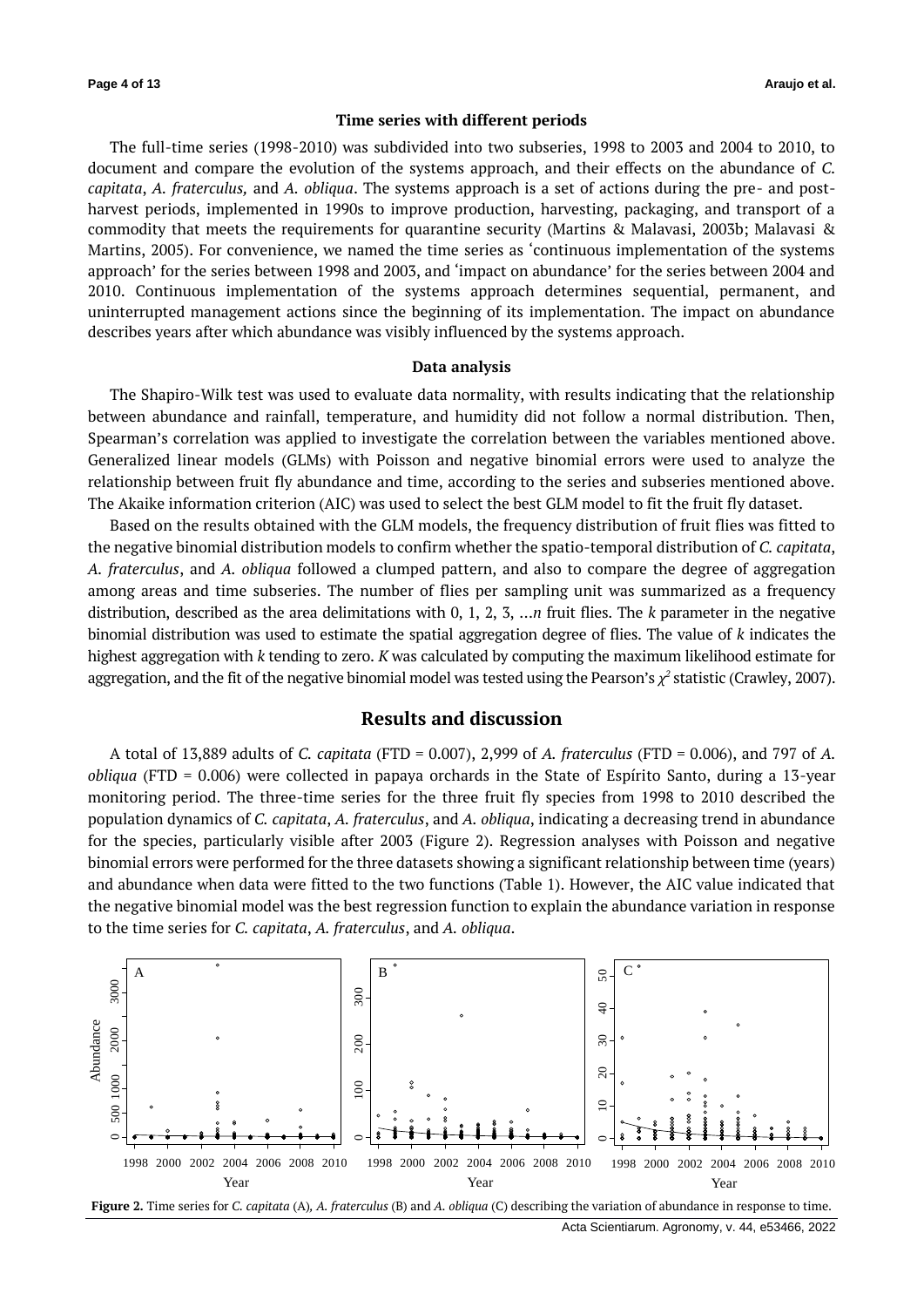### Time series with different periods

The full-time series (1998-2010) was subdivided into two subseries, 1998 to 2003 and 2004 to 2010, to document and compare the evolution of the systems approach, and their effects on the abundance of *C. capitata*, *A. fraterculus,* and *A. obliqua*. The systems approach is a set of actions during the pre- and post-harvest periods, implemented in 1990s to improve production, harvesting, packaging, and transport of a commodity that meets the requirements for quarantine security (Martins & Malavasi, 2003b; Malavasi & Martins, 2005). For convenience, we named the time series as 'continuous implementation of the systems approach' for the series between 1998 and 2003, and 'impact on abundance' for the series between 2004 and 2010. Continuous implementation of the systems approach determines sequential, permanent, and uninterrupted management actions since the beginning of its implementation. The impact on abundance describes years after which abundance was visibly influenced by the systems approach.

### Data analysis

The Shapiro-Wilk test was used to evaluate data normality, with results indicating that the relationship between abundance and rainfall, temperature, and humidity did not follow a normal distribution. Then, Spearman's correlation was applied to investigate the correlation between the variables mentioned above. Generalized linear models (GLMs) with Poisson and negative binomial errors were used to analyze the relationship between fruit fly abundance and time, according to the series and subseries mentioned above. The Akaike information criterion (AIC) was used to select the best GLM model to fit the fruit fly dataset.

Based on the results obtained with the GLM models, the frequency distribution of fruit flies was fitted to the negative binomial distribution models to confirm whether the spatio-temporal distribution of *C. capitata*, *A. fraterculus*, and *A. obliqua* followed a clumped pattern, and also to compare the degree of aggregation among areas and time subseries. The number of flies per sampling unit was summarized as a frequency distribution, described as the area delimitations with 0, 1, 2, 3, …*n* fruit flies. The *k* parameter in the negative binomial distribution was used to estimate the spatial aggregation degree of flies. The value of *k* indicates the highest aggregation with *k* tending to zero. *K* was calculated by computing the maximum likelihood estimate for aggregation, and the fit of the negative binomial model was tested using the Pearson's $\chi^2$ statistic (Crawley, 2007).

## Results and discussion

A total of 13,889 adults of *C. capitata* (FTD = 0.007), 2,999 of *A. fraterculus* (FTD = 0.006), and 797 of *A. obliqua* (FTD = 0.006) were collected in papaya orchards in the State of Espírito Santo, during a 13-year monitoring period. The three-time series for the three fruit fly species from 1998 to 2010 described the population dynamics of *C. capitata*, *A. fraterculus*, and *A. obliqua*, indicating a decreasing trend in abundance for the species, particularly visible after 2003 (Figure 2). Regression analyses with Poisson and negative binomial errors were performed for the three datasets showing a significant relationship between time (years) and abundance when data were fitted to the two functions (Table 1). However, the AIC value indicated that the negative binomial model was the best regression function to explain the abundance variation in response to the time series for *C. capitata*, *A. fraterculus*, and *A. obliqua*.

A
Abundance
0
500 1000
2000
3000
1998 2000 2002 2004 2006 2008 2010
Year

B
0
100
200
300
1998 2000 2002 2004 2006 2008 2010
Year

C
0
10
20
30
40
50
1998 2000 2002 2004 2006 2008 2010
Year

**Figure 2.** Time series for *C. capitata* (A), *A. fraterculus* (B) and *A. obliqua* (C) describing the variation of abundance in response to time.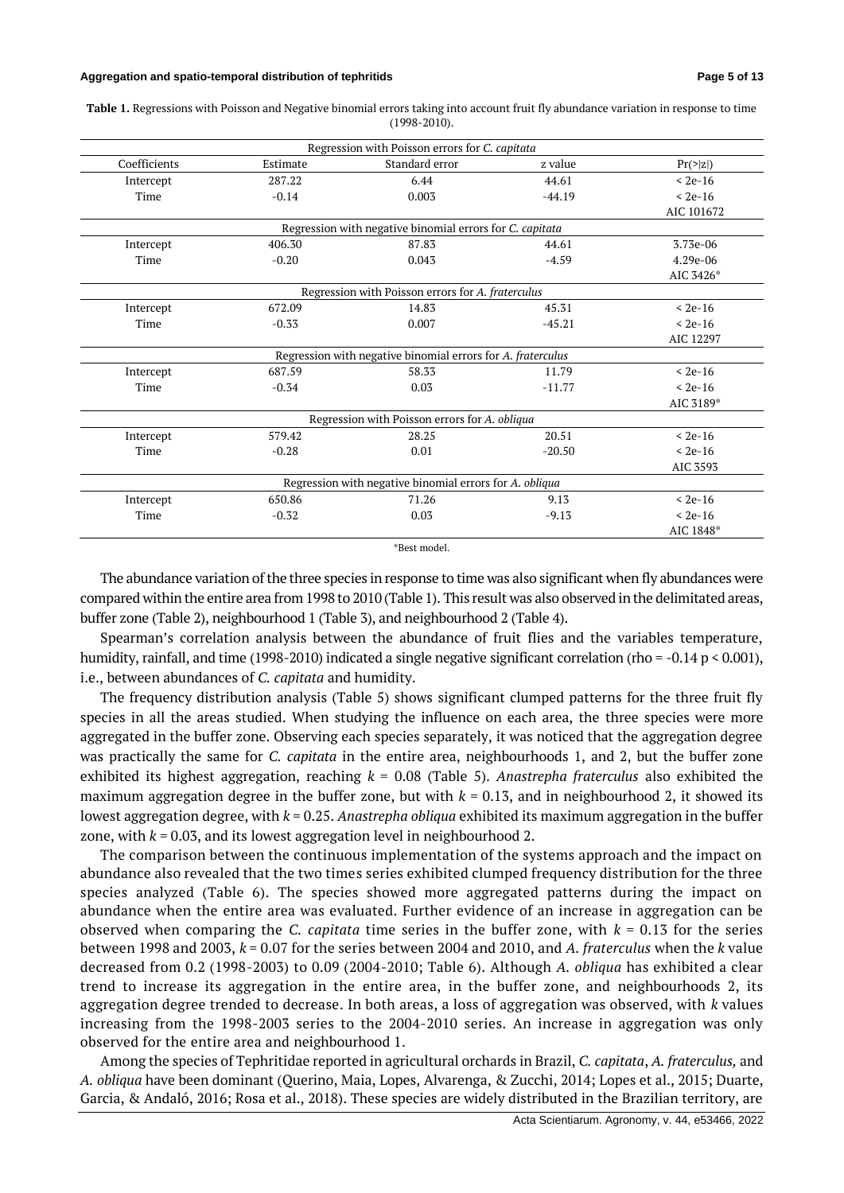**Table 1.** Regressions with Poisson and Negative binomial errors taking into account fruit fly abundance variation in response to time (1998-2010).

| Coefficients | Estimate | Standard error | z value | Pr(>\|z\|) |
|---|---|---|---|---|
| Regression with Poisson errors for *C. capitata* | | | | |
| Intercept | 287.22 | 6.44 | 44.61 | < 2e-16 |
| Time | -0.14 | 0.003 | -44.19 | < 2e-16 |
| | | | | AIC 101672 |
| Regression with negative binomial errors for *C. capitata* | | | | |
| Intercept | 406.30 | 87.83 | 44.61 | 3.73e-06 |
| Time | -0.20 | 0.043 | -4.59 | 4.29e-06 |
| | | | | AIC 3426* |
| Regression with Poisson errors for *A. fraterculus* | | | | |
| Intercept | 672.09 | 14.83 | 45.31 | < 2e-16 |
| Time | -0.33 | 0.007 | -45.21 | < 2e-16 |
| | | | | AIC 12297 |
| Regression with negative binomial errors for *A. fraterculus* | | | | |
| Intercept | 687.59 | 58.33 | 11.79 | < 2e-16 |
| Time | -0.34 | 0.03 | -11.77 | < 2e-16 |
| | | | | AIC 3189* |
| Regression with Poisson errors for *A. obliqua* | | | | |
| Intercept | 579.42 | 28.25 | 20.51 | < 2e-16 |
| Time | -0.28 | 0.01 | -20.50 | < 2e-16 |
| | | | | AIC 3593 |
| Regression with negative binomial errors for *A. obliqua* | | | | |
| Intercept | 650.86 | 71.26 | 9.13 | < 2e-16 |
| Time | -0.32 | 0.03 | -9.13 | < 2e-16 |
| | | | | AIC 1848* |

*Best model.

The abundance variation of the three species in response to time was also significant when fly abundances were compared within the entire area from 1998 to 2010 (Table 1). This result was also observed in the delimitated areas, buffer zone (Table 2), neighbourhood 1 (Table 3), and neighbourhood 2 (Table 4).

Spearman's correlation analysis between the abundance of fruit flies and the variables temperature, humidity, rainfall, and time (1998-2010) indicated a single negative significant correlation (rho = -0.14 $p < 0.001$), i.e., between abundances of *C. capitata* and humidity.

The frequency distribution analysis (Table 5) shows significant clumped patterns for the three fruit fly species in all the areas studied. When studying the influence on each area, the three species were more aggregated in the buffer zone. Observing each species separately, it was noticed that the aggregation degree was practically the same for *C. capitata* in the entire area, neighbourhoods 1, and 2, but the buffer zone exhibited its highest aggregation, reaching $k$ = 0.08 (Table 5). *Anastrepha fraterculus* also exhibited the maximum aggregation degree in the buffer zone, but with $k$ = 0.13, and in neighbourhood 2, it showed its lowest aggregation degree, with $k$ = 0.25. *Anastrepha obliqua* exhibited its maximum aggregation in the buffer zone, with $k$ = 0.03, and its lowest aggregation level in neighbourhood 2.

The comparison between the continuous implementation of the systems approach and the impact on abundance also revealed that the two times series exhibited clumped frequency distribution for the three species analyzed (Table 6). The species showed more aggregated patterns during the impact on abundance when the entire area was evaluated. Further evidence of an increase in aggregation can be observed when comparing the *C. capitata* time series in the buffer zone, with $k$ = 0.13 for the series between 1998 and 2003, $k$ = 0.07 for the series between 2004 and 2010, and *A. fraterculus* when the $k$ value decreased from 0.2 (1998-2003) to 0.09 (2004-2010; Table 6). Although *A. obliqua* has exhibited a clear trend to increase its aggregation in the entire area, in the buffer zone, and neighbourhoods 2, its aggregation degree trended to decrease. In both areas, a loss of aggregation was observed, with $k$ values increasing from the 1998-2003 series to the 2004-2010 series. An increase in aggregation was only observed for the entire area and neighbourhood 1.

Among the species of Tephritidae reported in agricultural orchards in Brazil, *C. capitata*, *A. fraterculus,* and *A. obliqua* have been dominant (Querino, Maia, Lopes, Alvarenga, & Zucchi, 2014; Lopes et al., 2015; Duarte, Garcia, & Andaló, 2016; Rosa et al., 2018). These species are widely distributed in the Brazilian territory, are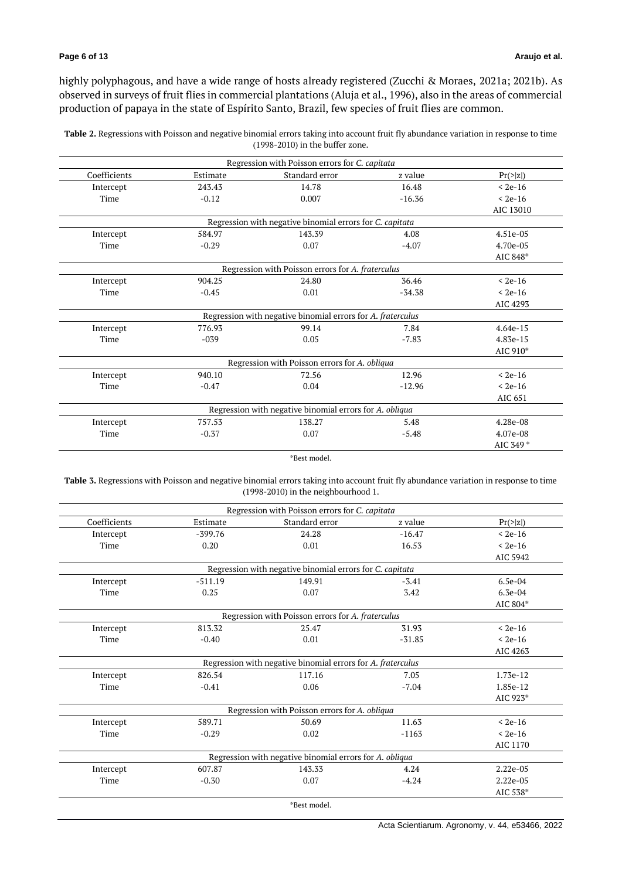highly polyphagous, and have a wide range of hosts already registered (Zucchi & Moraes, 2021a; 2021b). As observed in surveys of fruit flies in commercial plantations (Aluja et al., 1996), also in the areas of commercial production of papaya in the state of Espírito Santo, Brazil, few species of fruit flies are common.

**Table 2.** Regressions with Poisson and negative binomial errors taking into account fruit fly abundance variation in response to time (1998-2010) in the buffer zone.

| Coefficients | Estimate | Standard error | z value | Pr(>\|z\|) |
|---|---|---|---|---|
| Regression with Poisson errors for *C. capitata* | | | | |
| Intercept | 243.43 | 14.78 | 16.48 | < 2e-16 |
| Time | -0.12 | 0.007 | -16.36 | < 2e-16 |
| | | | | AIC 13010 |
| Regression with negative binomial errors for *C. capitata* | | | | |
| Intercept | 584.97 | 143.39 | 4.08 | 4.51e-05 |
| Time | -0.29 | 0.07 | -4.07 | 4.70e-05 |
| | | | | AIC 848* |
| Regression with Poisson errors for *A. fraterculus* | | | | |
| Intercept | 904.25 | 24.80 | 36.46 | < 2e-16 |
| Time | -0.45 | 0.01 | -34.38 | < 2e-16 |
| | | | | AIC 4293 |
| Regression with negative binomial errors for *A. fraterculus* | | | | |
| Intercept | 776.93 | 99.14 | 7.84 | 4.64e-15 |
| Time | -039 | 0.05 | -7.83 | 4.83e-15 |
| | | | | AIC 910* |
| Regression with Poisson errors for *A. obliqua* | | | | |
| Intercept | 940.10 | 72.56 | 12.96 | < 2e-16 |
| Time | -0.47 | 0.04 | -12.96 | < 2e-16 |
| | | | | AIC 651 |
| Regression with negative binomial errors for *A. obliqua* | | | | |
| Intercept | 757.53 | 138.27 | 5.48 | 4.28e-08 |
| Time | -0.37 | 0.07 | -5.48 | 4.07e-08 |
| | | | | AIC 349 * |

*Best model.

**Table 3.** Regressions with Poisson and negative binomial errors taking into account fruit fly abundance variation in response to time (1998-2010) in the neighbourhood 1.

| Coefficients | Estimate | Standard error | z value | Pr(>\|z\|) |
|---|---|---|---|---|
| Regression with Poisson errors for *C. capitata* | | | | |
| Intercept | -399.76 | 24.28 | -16.47 | < 2e-16 |
| Time | 0.20 | 0.01 | 16.53 | < 2e-16 |
| | | | | AIC 5942 |
| Regression with negative binomial errors for *C. capitata* | | | | |
| Intercept | -511.19 | 149.91 | -3.41 | 6.5e-04 |
| Time | 0.25 | 0.07 | 3.42 | 6.3e-04 |
| | | | | AIC 804* |
| Regression with Poisson errors for *A. fraterculus* | | | | |
| Intercept | 813.32 | 25.47 | 31.93 | < 2e-16 |
| Time | -0.40 | 0.01 | -31.85 | < 2e-16 |
| | | | | AIC 4263 |
| Regression with negative binomial errors for *A. fraterculus* | | | | |
| Intercept | 826.54 | 117.16 | 7.05 | 1.73e-12 |
| Time | -0.41 | 0.06 | -7.04 | 1.85e-12 |
| | | | | AIC 923* |
| Regression with Poisson errors for *A. obliqua* | | | | |
| Intercept | 589.71 | 50.69 | 11.63 | < 2e-16 |
| Time | -0.29 | 0.02 | -1163 | < 2e-16 |
| | | | | AIC 1170 |
| Regression with negative binomial errors for *A. obliqua* | | | | |
| Intercept | 607.87 | 143.33 | 4.24 | 2.22e-05 |
| Time | -0.30 | 0.07 | -4.24 | 2.22e-05 |
| | | | | AIC 538* |

*Best model.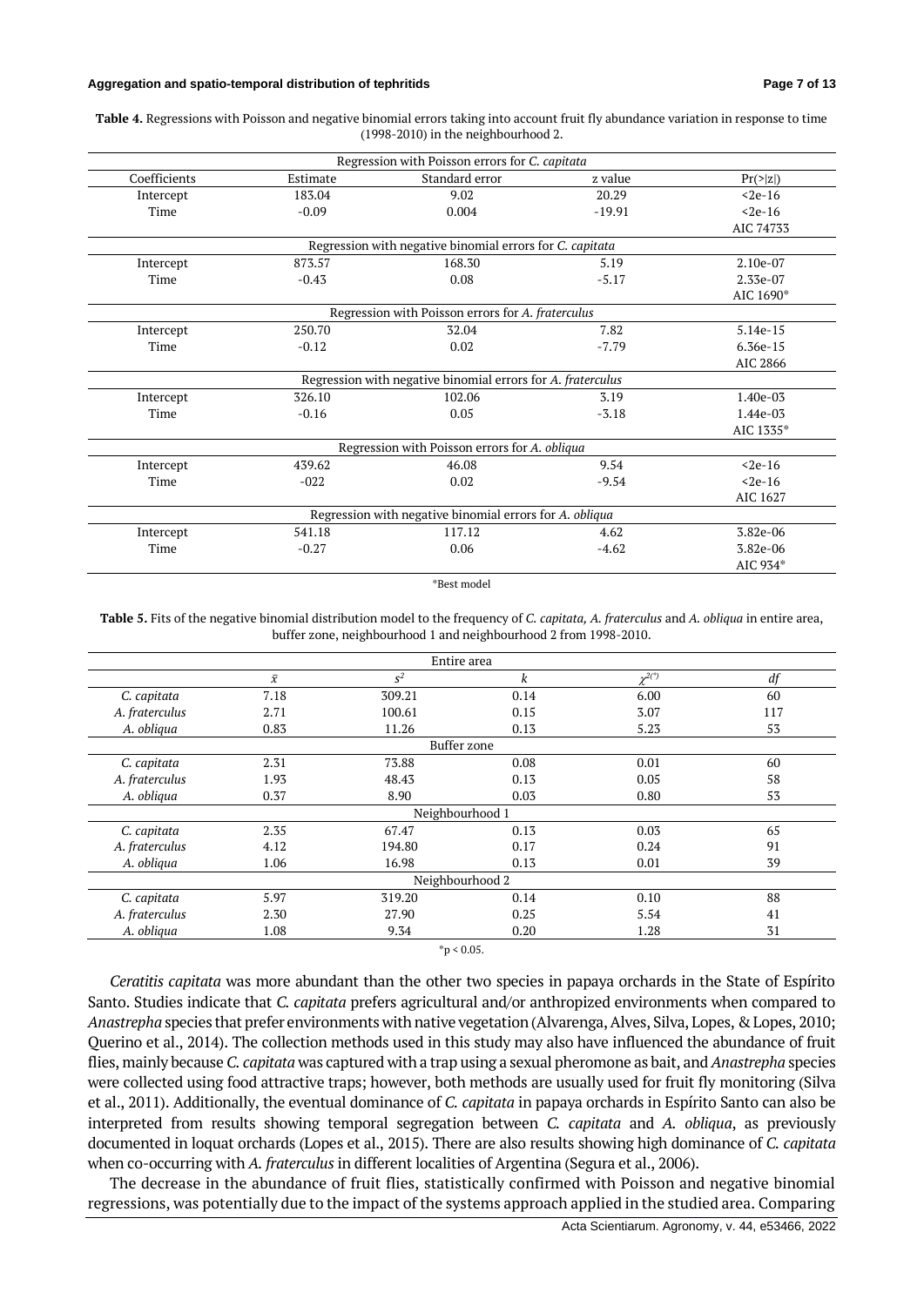**Table 4.** Regressions with Poisson and negative binomial errors taking into account fruit fly abundance variation in response to time (1998-2010) in the neighbourhood 2.

| Coefficients | Estimate | Standard error | z value | Pr(>\|z\|) |
|---|---|---|---|---|
| Regression with Poisson errors for *C. capitata* | | | | |
| Intercept | 183.04 | 9.02 | 20.29 | <2e-16 |
| Time | -0.09 | 0.004 | -19.91 | <2e-16 |
| | | | | AIC 74733 |
| Regression with negative binomial errors for *C. capitata* | | | | |
| Intercept | 873.57 | 168.30 | 5.19 | 2.10e-07 |
| Time | -0.43 | 0.08 | -5.17 | 2.33e-07 |
| | | | | AIC 1690* |
| Regression with Poisson errors for *A. fraterculus* | | | | |
| Intercept | 250.70 | 32.04 | 7.82 | 5.14e-15 |
| Time | -0.12 | 0.02 | -7.79 | 6.36e-15 |
| | | | | AIC 2866 |
| Regression with negative binomial errors for *A. fraterculus* | | | | |
| Intercept | 326.10 | 102.06 | 3.19 | 1.40e-03 |
| Time | -0.16 | 0.05 | -3.18 | 1.44e-03 |
| | | | | AIC 1335* |
| Regression with Poisson errors for *A. obliqua* | | | | |
| Intercept | 439.62 | 46.08 | 9.54 | <2e-16 |
| Time | -022 | 0.02 | -9.54 | <2e-16 |
| | | | | AIC 1627 |
| Regression with negative binomial errors for *A. obliqua* | | | | |
| Intercept | 541.18 | 117.12 | 4.62 | 3.82e-06 |
| Time | -0.27 | 0.06 | -4.62 | 3.82e-06 |
| | | | | AIC 934* |

*Best model

**Table 5.** Fits of the negative binomial distribution model to the frequency of *C. capitata, A. fraterculus* and *A. obliqua* in entire area, buffer zone, neighbourhood 1 and neighbourhood 2 from 1998-2010.

| | $\bar{x}$ | $s^2$ | $k$ | $\chi^{2(*)}$ | $df$ |
|---|---|---|---|---|---|
| Entire area | | | | | |
| *C. capitata* | 7.18 | 309.21 | 0.14 | 6.00 | 60 |
| *A. fraterculus* | 2.71 | 100.61 | 0.15 | 3.07 | 117 |
| *A. obliqua* | 0.83 | 11.26 | 0.13 | 5.23 | 53 |
| Buffer zone | | | | | |
| *C. capitata* | 2.31 | 73.88 | 0.08 | 0.01 | 60 |
| *A. fraterculus* | 1.93 | 48.43 | 0.13 | 0.05 | 58 |
| *A. obliqua* | 0.37 | 8.90 | 0.03 | 0.80 | 53 |
| Neighbourhood 1 | | | | | |
| *C. capitata* | 2.35 | 67.47 | 0.13 | 0.03 | 65 |
| *A. fraterculus* | 4.12 | 194.80 | 0.17 | 0.24 | 91 |
| *A. obliqua* | 1.06 | 16.98 | 0.13 | 0.01 | 39 |
| Neighbourhood 2 | | | | | |
| *C. capitata* | 5.97 | 319.20 | 0.14 | 0.10 | 88 |
| *A. fraterculus* | 2.30 | 27.90 | 0.25 | 5.54 | 41 |
| *A. obliqua* | 1.08 | 9.34 | 0.20 | 1.28 | 31 |

*$p < 0.05$.

*Ceratitis capitata* was more abundant than the other two species in papaya orchards in the State of Espírito Santo. Studies indicate that *C. capitata* prefers agricultural and/or anthropized environments when compared to *Anastrepha* species that prefer environments with native vegetation (Alvarenga, Alves, Silva, Lopes, & Lopes, 2010; Querino et al., 2014). The collection methods used in this study may also have influenced the abundance of fruit flies, mainly because *C. capitata* was captured with a trap using a sexual pheromone as bait, and *Anastrepha* species were collected using food attractive traps; however, both methods are usually used for fruit fly monitoring (Silva et al., 2011). Additionally, the eventual dominance of *C. capitata* in papaya orchards in Espírito Santo can also be interpreted from results showing temporal segregation between *C. capitata* and *A. obliqua*, as previously documented in loquat orchards (Lopes et al., 2015). There are also results showing high dominance of *C. capitata* when co-occurring with *A. fraterculus* in different localities of Argentina (Segura et al., 2006).

The decrease in the abundance of fruit flies, statistically confirmed with Poisson and negative binomial regressions, was potentially due to the impact of the systems approach applied in the studied area. Comparing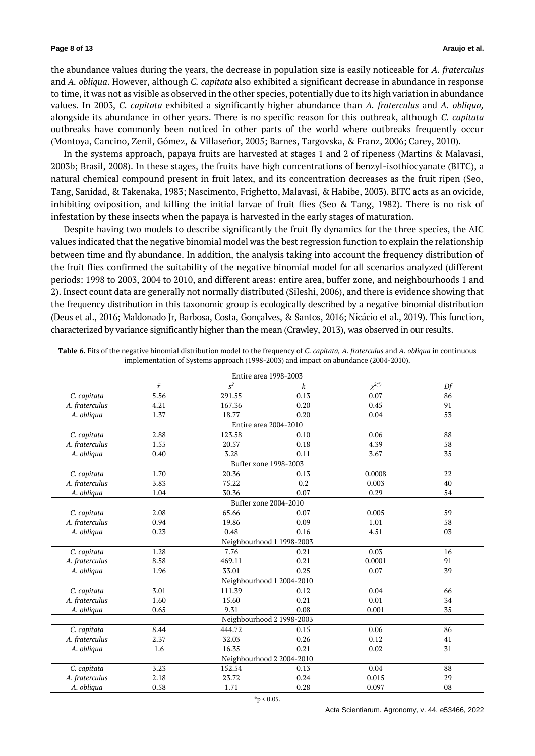the abundance values during the years, the decrease in population size is easily noticeable for *A. fraterculus* and *A. obliqua*. However, although *C. capitata* also exhibited a significant decrease in abundance in response to time, it was not as visible as observed in the other species, potentially due to its high variation in abundance values. In 2003, *C. capitata* exhibited a significantly higher abundance than *A. fraterculus* and *A. obliqua,* alongside its abundance in other years. There is no specific reason for this outbreak, although *C. capitata* outbreaks have commonly been noticed in other parts of the world where outbreaks frequently occur (Montoya, Cancino, Zenil, Gómez, & Villaseñor, 2005; Barnes, Targovska, & Franz, 2006; Carey, 2010).

In the systems approach, papaya fruits are harvested at stages 1 and 2 of ripeness (Martins & Malavasi, 2003b; Brasil, 2008). In these stages, the fruits have high concentrations of benzyl-isothiocyanate (BITC), a natural chemical compound present in fruit latex, and its concentration decreases as the fruit ripen (Seo, Tang, Sanidad, & Takenaka, 1983; Nascimento, Frighetto, Malavasi, & Habibe, 2003). BITC acts as an ovicide, inhibiting oviposition, and killing the initial larvae of fruit flies (Seo & Tang, 1982). There is no risk of infestation by these insects when the papaya is harvested in the early stages of maturation.

Despite having two models to describe significantly the fruit fly dynamics for the three species, the AIC values indicated that the negative binomial model was the best regression function to explain the relationship between time and fly abundance. In addition, the analysis taking into account the frequency distribution of the fruit flies confirmed the suitability of the negative binomial model for all scenarios analyzed (different periods: 1998 to 2003, 2004 to 2010, and different areas: entire area, buffer zone, and neighbourhoods 1 and 2). Insect count data are generally not normally distributed (Sileshi, 2006), and there is evidence showing that the frequency distribution in this taxonomic group is ecologically described by a negative binomial distribution (Deus et al., 2016; Maldonado Jr, Barbosa, Costa, Gonçalves, & Santos, 2016; Nicácio et al., 2019). This function, characterized by variance significantly higher than the mean (Crawley, 2013), was observed in our results.

**Table 6.** Fits of the negative binomial distribution model to the frequency of *C. capitata, A. fraterculus* and *A. obliqua* in continuous implementation of Systems approach (1998-2003) and impact on abundance (2004-2010).

| | $\bar{x}$ | $s^2$ | $k$ | $\chi^{2(*)}$ | $Df$ |
|---|---|---|---|---|---|
| | | Entire area 1998-2003 | | | |
| *C. capitata* | 5.56 | 291.55 | 0.13 | 0.07 | 86 |
| *A. fraterculus* | 4.21 | 167.36 | 0.20 | 0.45 | 91 |
| *A. obliqua* | 1.37 | 18.77 | 0.20 | 0.04 | 53 |
| | | Entire area 2004-2010 | | | |
| *C. capitata* | 2.88 | 123.58 | 0.10 | 0.06 | 88 |
| *A. fraterculus* | 1.55 | 20.57 | 0.18 | 4.39 | 58 |
| *A. obliqua* | 0.40 | 3.28 | 0.11 | 3.67 | 35 |
| | | Buffer zone 1998-2003 | | | |
| *C. capitata* | 1.70 | 20.36 | 0.13 | 0.0008 | 22 |
| *A. fraterculus* | 3.83 | 75.22 | 0.2 | 0.003 | 40 |
| *A. obliqua* | 1.04 | 30.36 | 0.07 | 0.29 | 54 |
| | | Buffer zone 2004-2010 | | | |
| *C. capitata* | 2.08 | 65.66 | 0.07 | 0.005 | 59 |
| *A. fraterculus* | 0.94 | 19.86 | 0.09 | 1.01 | 58 |
| *A. obliqua* | 0.23 | 0.48 | 0.16 | 4.51 | 03 |
| | | Neighbourhood 1 1998-2003 | | | |
| *C. capitata* | 1.28 | 7.76 | 0.21 | 0.03 | 16 |
| *A. fraterculus* | 8.58 | 469.11 | 0.21 | 0.0001 | 91 |
| *A. obliqua* | 1.96 | 33.01 | 0.25 | 0.07 | 39 |
| | | Neighbourhood 1 2004-2010 | | | |
| *C. capitata* | 3.01 | 111.39 | 0.12 | 0.04 | 66 |
| *A. fraterculus* | 1.60 | 15.60 | 0.21 | 0.01 | 34 |
| *A. obliqua* | 0.65 | 9.31 | 0.08 | 0.001 | 35 |
| | | Neighbourhood 2 1998-2003 | | | |
| *C. capitata* | 8.44 | 444.72 | 0.15 | 0.06 | 86 |
| *A. fraterculus* | 2.37 | 32.03 | 0.26 | 0.12 | 41 |
| *A. obliqua* | 1.6 | 16.35 | 0.21 | 0.02 | 31 |
| | | Neighbourhood 2 2004-2010 | | | |
| *C. capitata* | 3.23 | 152.54 | 0.13 | 0.04 | 88 |
| *A. fraterculus* | 2.18 | 23.72 | 0.24 | 0.015 | 29 |
| *A. obliqua* | 0.58 | 1.71 | 0.28 | 0.097 | 08 |

*$p < 0.05$.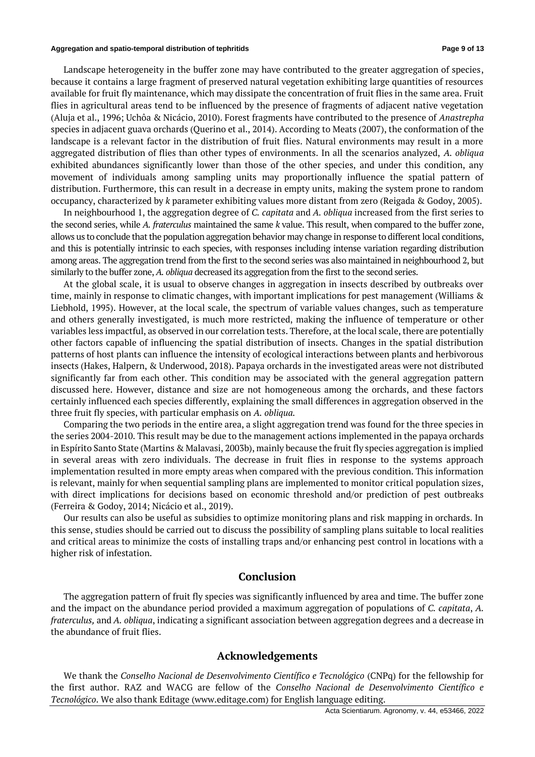Landscape heterogeneity in the buffer zone may have contributed to the greater aggregation of species, because it contains a large fragment of preserved natural vegetation exhibiting large quantities of resources available for fruit fly maintenance, which may dissipate the concentration of fruit flies in the same area. Fruit flies in agricultural areas tend to be influenced by the presence of fragments of adjacent native vegetation (Aluja et al., 1996; Uchôa & Nicácio, 2010). Forest fragments have contributed to the presence of *Anastrepha* species in adjacent guava orchards (Querino et al., 2014). According to Meats (2007), the conformation of the landscape is a relevant factor in the distribution of fruit flies. Natural environments may result in a more aggregated distribution of flies than other types of environments. In all the scenarios analyzed, *A. obliqua* exhibited abundances significantly lower than those of the other species, and under this condition, any movement of individuals among sampling units may proportionally influence the spatial pattern of distribution. Furthermore, this can result in a decrease in empty units, making the system prone to random occupancy, characterized by *k* parameter exhibiting values more distant from zero (Reigada & Godoy, 2005).

In neighbourhood 1, the aggregation degree of *C. capitata* and *A. obliqua* increased from the first series to the second series, while *A. fraterculus* maintained the same *k* value. This result, when compared to the buffer zone, allows us to conclude that the population aggregation behavior may change in response to different local conditions, and this is potentially intrinsic to each species, with responses including intense variation regarding distribution among areas. The aggregation trend from the first to the second series was also maintained in neighbourhood 2, but similarly to the buffer zone, *A. obliqua* decreased its aggregation from the first to the second series.

At the global scale, it is usual to observe changes in aggregation in insects described by outbreaks over time, mainly in response to climatic changes, with important implications for pest management (Williams & Liebhold, 1995). However, at the local scale, the spectrum of variable values changes, such as temperature and others generally investigated, is much more restricted, making the influence of temperature or other variables less impactful, as observed in our correlation tests. Therefore, at the local scale, there are potentially other factors capable of influencing the spatial distribution of insects. Changes in the spatial distribution patterns of host plants can influence the intensity of ecological interactions between plants and herbivorous insects (Hakes, Halpern, & Underwood, 2018). Papaya orchards in the investigated areas were not distributed significantly far from each other. This condition may be associated with the general aggregation pattern discussed here. However, distance and size are not homogeneous among the orchards, and these factors certainly influenced each species differently, explaining the small differences in aggregation observed in the three fruit fly species, with particular emphasis on *A. obliqua*.

Comparing the two periods in the entire area, a slight aggregation trend was found for the three species in the series 2004-2010. This result may be due to the management actions implemented in the papaya orchards in Espírito Santo State (Martins & Malavasi, 2003b), mainly because the fruit fly species aggregation is implied in several areas with zero individuals. The decrease in fruit flies in response to the systems approach implementation resulted in more empty areas when compared with the previous condition. This information is relevant, mainly for when sequential sampling plans are implemented to monitor critical population sizes, with direct implications for decisions based on economic threshold and/or prediction of pest outbreaks (Ferreira & Godoy, 2014; Nicácio et al., 2019).

Our results can also be useful as subsidies to optimize monitoring plans and risk mapping in orchards. In this sense, studies should be carried out to discuss the possibility of sampling plans suitable to local realities and critical areas to minimize the costs of installing traps and/or enhancing pest control in locations with a higher risk of infestation.

## Conclusion

The aggregation pattern of fruit fly species was significantly influenced by area and time. The buffer zone and the impact on the abundance period provided a maximum aggregation of populations of *C. capitata*, *A. fraterculus,* and *A. obliqua*, indicating a significant association between aggregation degrees and a decrease in the abundance of fruit flies.

## Acknowledgements

We thank the *Conselho Nacional de Desenvolvimento Científico e Tecnológico* (CNPq) for the fellowship for the first author. RAZ and WACG are fellow of the *Conselho Nacional de Desenvolvimento Científico e Tecnológico*. We also thank Editage (www.editage.com) for English language editing.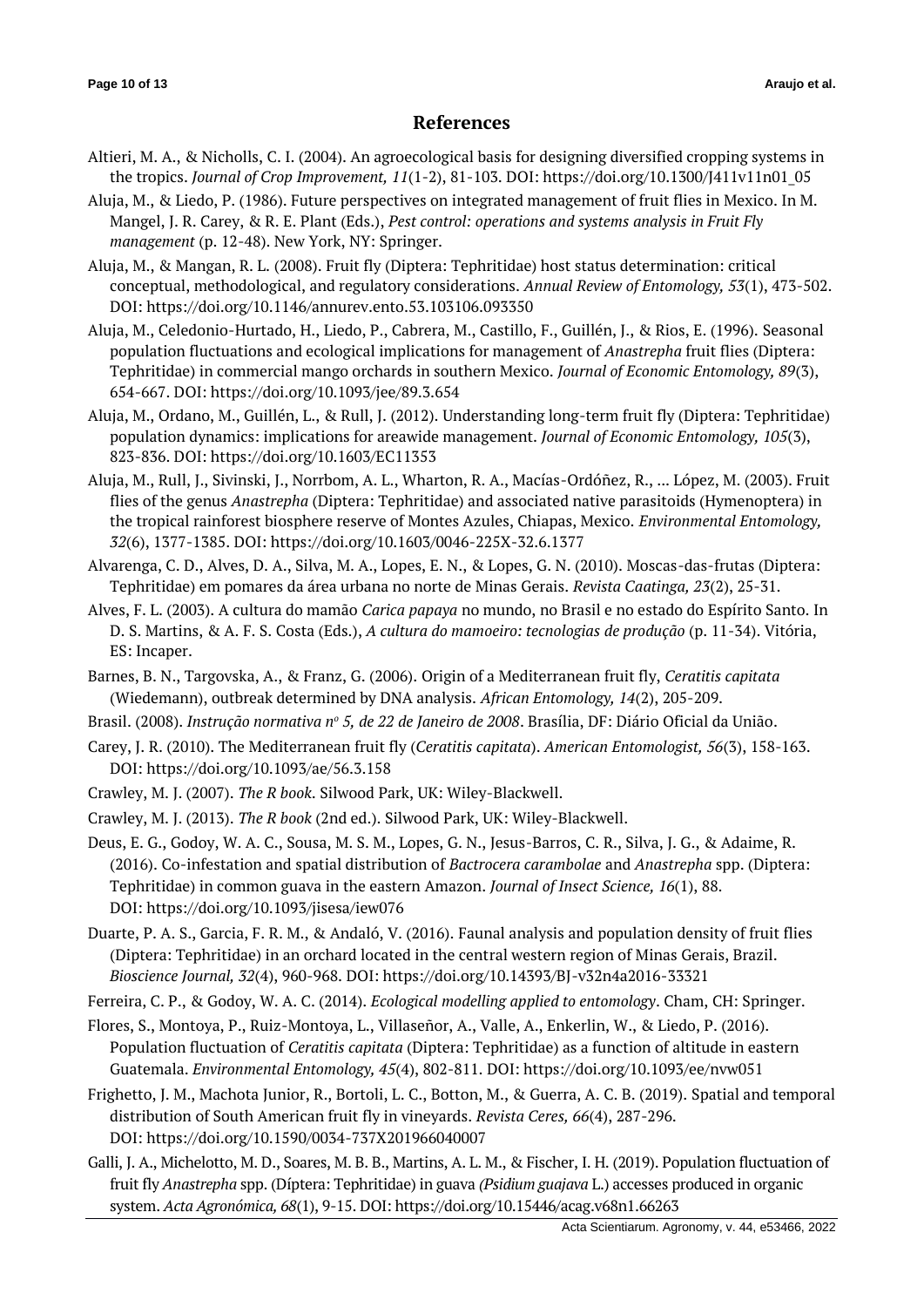## References

Altieri, M. A., & Nicholls, C. I. (2004). An agroecological basis for designing diversified cropping systems in the tropics. *Journal of Crop Improvement, 11*(1-2), 81-103. DOI: https://doi.org/10.1300/J411v11n01_05

Aluja, M., & Liedo, P. (1986). Future perspectives on integrated management of fruit flies in Mexico. In M. Mangel, J. R. Carey, & R. E. Plant (Eds.), *Pest control: operations and systems analysis in Fruit Fly management* (p. 12-48). New York, NY: Springer.

Aluja, M., & Mangan, R. L. (2008). Fruit fly (Diptera: Tephritidae) host status determination: critical conceptual, methodological, and regulatory considerations. *Annual Review of Entomology, 53*(1), 473-502. DOI: https://doi.org/10.1146/annurev.ento.53.103106.093350

Aluja, M., Celedonio-Hurtado, H., Liedo, P., Cabrera, M., Castillo, F., Guillén, J., & Rios, E. (1996). Seasonal population fluctuations and ecological implications for management of *Anastrepha* fruit flies (Diptera: Tephritidae) in commercial mango orchards in southern Mexico. *Journal of Economic Entomology, 89*(3), 654-667. DOI: https://doi.org/10.1093/jee/89.3.654

Aluja, M., Ordano, M., Guillén, L., & Rull, J. (2012). Understanding long-term fruit fly (Diptera: Tephritidae) population dynamics: implications for areawide management. *Journal of Economic Entomology, 105*(3), 823-836. DOI: https://doi.org/10.1603/EC11353

Aluja, M., Rull, J., Sivinski, J., Norrbom, A. L., Wharton, R. A., Macías-Ordóñez, R., ... López, M. (2003). Fruit flies of the genus *Anastrepha* (Diptera: Tephritidae) and associated native parasitoids (Hymenoptera) in the tropical rainforest biosphere reserve of Montes Azules, Chiapas, Mexico. *Environmental Entomology, 32*(6), 1377-1385. DOI: https://doi.org/10.1603/0046-225X-32.6.1377

Alvarenga, C. D., Alves, D. A., Silva, M. A., Lopes, E. N., & Lopes, G. N. (2010). Moscas-das-frutas (Diptera: Tephritidae) em pomares da área urbana no norte de Minas Gerais. *Revista Caatinga, 23*(2), 25-31.

Alves, F. L. (2003). A cultura do mamão *Carica papaya* no mundo, no Brasil e no estado do Espírito Santo. In D. S. Martins, & A. F. S. Costa (Eds.), *A cultura do mamoeiro: tecnologias de produção* (p. 11-34). Vitória, ES: Incaper.

Barnes, B. N., Targovska, A., & Franz, G. (2006). Origin of a Mediterranean fruit fly, *Ceratitis capitata* (Wiedemann), outbreak determined by DNA analysis. *African Entomology, 14*(2), 205-209.

Brasil. (2008). *Instrução normativa nº 5, de 22 de Janeiro de 2008*. Brasília, DF: Diário Oficial da União.

Carey, J. R. (2010). The Mediterranean fruit fly (*Ceratitis capitata*). *American Entomologist, 56*(3), 158-163. DOI: https://doi.org/10.1093/ae/56.3.158

Crawley, M. J. (2007). *The R book*. Silwood Park, UK: Wiley-Blackwell.

Crawley, M. J. (2013). *The R book* (2nd ed.). Silwood Park, UK: Wiley-Blackwell.

Deus, E. G., Godoy, W. A. C., Sousa, M. S. M., Lopes, G. N., Jesus-Barros, C. R., Silva, J. G., & Adaime, R. (2016). Co-infestation and spatial distribution of *Bactrocera carambolae* and *Anastrepha* spp. (Diptera: Tephritidae) in common guava in the eastern Amazon. *Journal of Insect Science, 16*(1), 88. DOI: https://doi.org/10.1093/jisesa/iew076

Duarte, P. A. S., Garcia, F. R. M., & Andaló, V. (2016). Faunal analysis and population density of fruit flies (Diptera: Tephritidae) in an orchard located in the central western region of Minas Gerais, Brazil. *Bioscience Journal, 32*(4), 960-968. DOI: https://doi.org/10.14393/BJ-v32n4a2016-33321

Ferreira, C. P., & Godoy, W. A. C. (2014). *Ecological modelling applied to entomology*. Cham, CH: Springer.

Flores, S., Montoya, P., Ruiz-Montoya, L., Villaseñor, A., Valle, A., Enkerlin, W., & Liedo, P. (2016). Population fluctuation of *Ceratitis capitata* (Diptera: Tephritidae) as a function of altitude in eastern Guatemala. *Environmental Entomology, 45*(4), 802-811. DOI: https://doi.org/10.1093/ee/nvw051

Frighetto, J. M., Machota Junior, R., Bortoli, L. C., Botton, M., & Guerra, A. C. B. (2019). Spatial and temporal distribution of South American fruit fly in vineyards. *Revista Ceres, 66*(4), 287-296. DOI: https://doi.org/10.1590/0034-737X201966040007

Galli, J. A., Michelotto, M. D., Soares, M. B. B., Martins, A. L. M., & Fischer, I. H. (2019). Population fluctuation of fruit fly *Anastrepha* spp. (Díptera: Tephritidae) in guava *(Psidium guajava* L.) accesses produced in organic system. *Acta Agronómica, 68*(1), 9-15. DOI: https://doi.org/10.15446/acag.v68n1.66263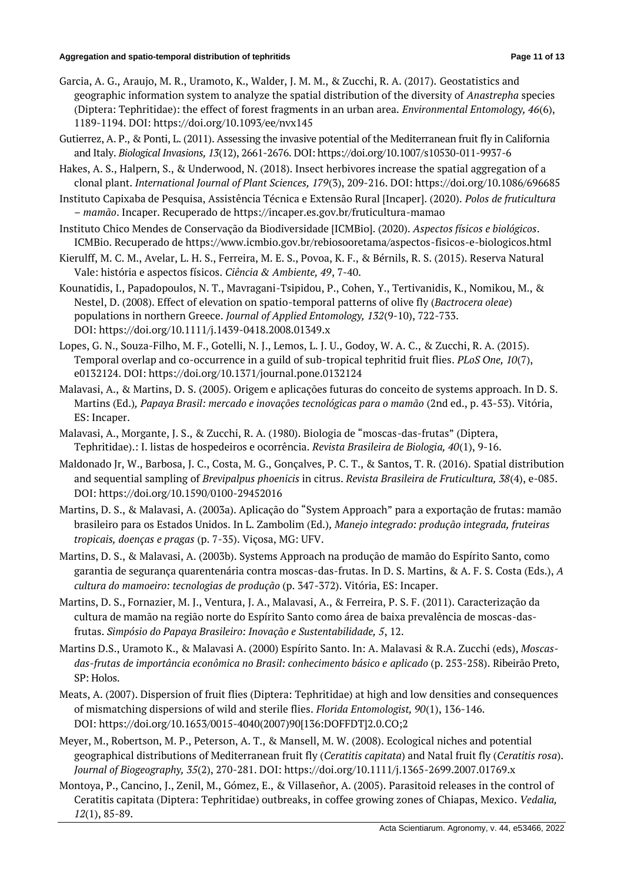Garcia, A. G., Araujo, M. R., Uramoto, K., Walder, J. M. M., & Zucchi, R. A. (2017). Geostatistics and geographic information system to analyze the spatial distribution of the diversity of *Anastrepha* species (Diptera: Tephritidae): the effect of forest fragments in an urban area. *Environmental Entomology, 46*(6), 1189-1194. DOI: https://doi.org/10.1093/ee/nvx145

Gutierrez, A. P., & Ponti, L. (2011). Assessing the invasive potential of the Mediterranean fruit fly in California and Italy. *Biological Invasions, 13*(12), 2661-2676. DOI: https://doi.org/10.1007/s10530-011-9937-6

Hakes, A. S., Halpern, S., & Underwood, N. (2018). Insect herbivores increase the spatial aggregation of a clonal plant. *International Journal of Plant Sciences, 179*(3), 209-216. DOI: https://doi.org/10.1086/696685

Instituto Capixaba de Pesquisa, Assistência Técnica e Extensão Rural [Incaper]. (2020). *Polos de fruticultura – mamão*. Incaper. Recuperado de https://incaper.es.gov.br/fruticultura-mamao

Instituto Chico Mendes de Conservação da Biodiversidade [ICMBio]. (2020). *Aspectos físicos e biológicos*. ICMBio. Recuperado de https://www.icmbio.gov.br/rebiosooretama/aspectos-fisicos-e-biologicos.html

Kierulff, M. C. M., Avelar, L. H. S., Ferreira, M. E. S., Povoa, K. F., & Bérnils, R. S. (2015). Reserva Natural Vale: história e aspectos físicos. *Ciência & Ambiente, 49*, 7-40.

Kounatidis, I., Papadopoulos, N. T., Mavragani-Tsipidou, P., Cohen, Y., Tertivanidis, K., Nomikou, M., & Nestel, D. (2008). Effect of elevation on spatio-temporal patterns of olive fly (*Bactrocera oleae*) populations in northern Greece. *Journal of Applied Entomology, 132*(9-10), 722-733. DOI: https://doi.org/10.1111/j.1439-0418.2008.01349.x

Lopes, G. N., Souza-Filho, M. F., Gotelli, N. J., Lemos, L. J. U., Godoy, W. A. C., & Zucchi, R. A. (2015). Temporal overlap and co-occurrence in a guild of sub-tropical tephritid fruit flies. *PLoS One, 10*(7), e0132124. DOI: https://doi.org/10.1371/journal.pone.0132124

Malavasi, A., & Martins, D. S. (2005). Origem e aplicações futuras do conceito de systems approach. In D. S. Martins (Ed.)*, Papaya Brasil: mercado e inovações tecnológicas para o mamão* (2nd ed., p. 43-53). Vitória, ES: Incaper.

Malavasi, A., Morgante, J. S., & Zucchi, R. A. (1980). Biologia de "moscas-das-frutas" (Diptera, Tephritidae).: I. listas de hospedeiros e ocorrência. *Revista Brasileira de Biologia, 40*(1), 9-16.

Maldonado Jr, W., Barbosa, J. C., Costa, M. G., Gonçalves, P. C. T., & Santos, T. R. (2016). Spatial distribution and sequential sampling of *Brevipalpus phoenicis* in citrus. *Revista Brasileira de Fruticultura, 38*(4), e-085. DOI: https://doi.org/10.1590/0100-29452016

Martins, D. S., & Malavasi, A. (2003a). Aplicação do "System Approach" para a exportação de frutas: mamão brasileiro para os Estados Unidos. In L. Zambolim (Ed.)*, Manejo integrado: produção integrada, fruteiras tropicais, doenças e pragas* (p. 7-35). Viçosa, MG: UFV.

Martins, D. S., & Malavasi, A. (2003b). Systems Approach na produção de mamão do Espírito Santo, como garantia de segurança quarentenária contra moscas-das-frutas. In D. S. Martins, & A. F. S. Costa (Eds.), *A cultura do mamoeiro: tecnologias de produção* (p. 347-372). Vitória, ES: Incaper.

Martins, D. S., Fornazier, M. J., Ventura, J. A., Malavasi, A., & Ferreira, P. S. F. (2011). Caracterização da cultura de mamão na região norte do Espírito Santo como área de baixa prevalência de moscas-das-frutas. *Simpósio do Papaya Brasileiro: Inovação e Sustentabilidade, 5*, 12.

Martins D.S., Uramoto K., & Malavasi A. (2000) Espírito Santo. In: A. Malavasi & R.A. Zucchi (eds), *Moscas-das-frutas de importância econômica no Brasil: conhecimento básico e aplicado* (p. 253-258). Ribeirão Preto, SP: Holos.

Meats, A. (2007). Dispersion of fruit flies (Diptera: Tephritidae) at high and low densities and consequences of mismatching dispersions of wild and sterile flies. *Florida Entomologist, 90*(1), 136-146. DOI: https://doi.org/10.1653/0015-4040(2007)90[136:DOFFDT]2.0.CO;2

Meyer, M., Robertson, M. P., Peterson, A. T., & Mansell, M. W. (2008). Ecological niches and potential geographical distributions of Mediterranean fruit fly (*Ceratitis capitata*) and Natal fruit fly (*Ceratitis rosa*). *Journal of Biogeography, 35*(2), 270-281. DOI: https://doi.org/10.1111/j.1365-2699.2007.01769.x

Montoya, P., Cancino, J., Zenil, M., Gómez, E., & Villaseñor, A. (2005). Parasitoid releases in the control of Ceratitis capitata (Diptera: Tephritidae) outbreaks, in coffee growing zones of Chiapas, Mexico. *Vedalia, 12*(1), 85-89.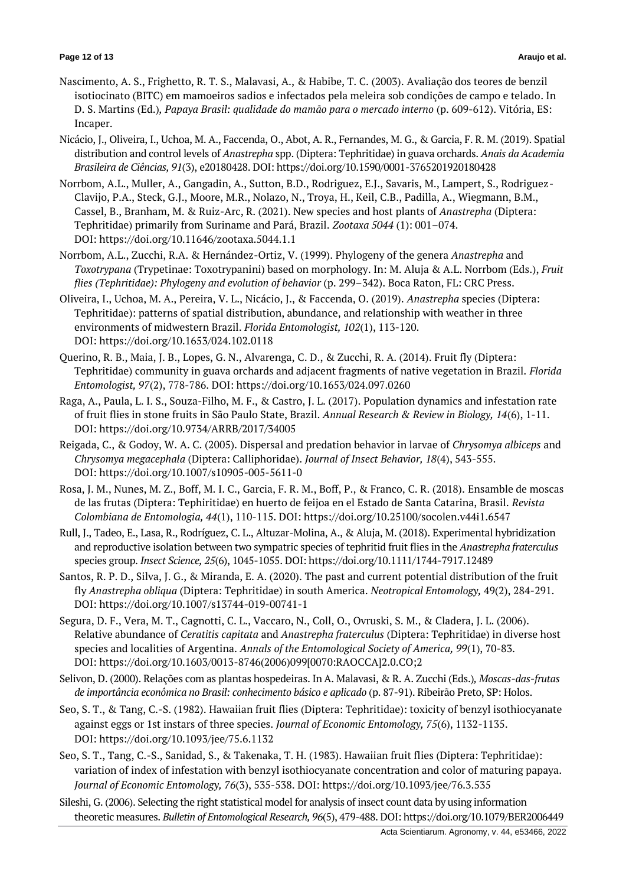Nascimento, A. S., Frighetto, R. T. S., Malavasi, A., & Habibe, T. C. (2003). Avaliação dos teores de benzil isotiocinato (BITC) em mamoeiros sadios e infectados pela meleira sob condições de campo e telado. In D. S. Martins (Ed.), *Papaya Brasil: qualidade do mamão para o mercado interno* (p. 609-612). Vitória, ES: Incaper.

Nicácio, J., Oliveira, I., Uchoa, M. A., Faccenda, O., Abot, A. R., Fernandes, M. G., & Garcia, F. R. M. (2019). Spatial distribution and control levels of *Anastrepha* spp. (Diptera: Tephritidae) in guava orchards. *Anais da Academia Brasileira de Ciências, 91*(3), e20180428. DOI: https://doi.org/10.1590/0001-3765201920180428

Norrbom, A.L., Muller, A., Gangadin, A., Sutton, B.D., Rodriguez, E.J., Savaris, M., Lampert, S., Rodriguez-Clavijo, P.A., Steck, G.J., Moore, M.R., Nolazo, N., Troya, H., Keil, C.B., Padilla, A., Wiegmann, B.M., Cassel, B., Branham, M. & Ruiz-Arc, R. (2021). New species and host plants of *Anastrepha* (Diptera: Tephritidae) primarily from Suriname and Pará, Brazil. *Zootaxa 5044* (1): 001–074. DOI: https://doi.org/10.11646/zootaxa.5044.1.1

Norrbom, A.L., Zucchi, R.A. & Hernández-Ortiz, V. (1999). Phylogeny of the genera *Anastrepha* and *Toxotrypana* (Trypetinae: Toxotrypanini) based on morphology. In: M. Aluja & A.L. Norrbom (Eds.), *Fruit flies (Tephritidae): Phylogeny and evolution of behavior* (p. 299–342). Boca Raton, FL: CRC Press.

Oliveira, I., Uchoa, M. A., Pereira, V. L., Nicácio, J., & Faccenda, O. (2019). *Anastrepha* species (Diptera: Tephritidae): patterns of spatial distribution, abundance, and relationship with weather in three environments of midwestern Brazil. *Florida Entomologist, 102*(1), 113-120. DOI: https://doi.org/10.1653/024.102.0118

Querino, R. B., Maia, J. B., Lopes, G. N., Alvarenga, C. D., & Zucchi, R. A. (2014). Fruit fly (Diptera: Tephritidae) community in guava orchards and adjacent fragments of native vegetation in Brazil. *Florida Entomologist, 97*(2), 778-786. DOI: https://doi.org/10.1653/024.097.0260

Raga, A., Paula, L. I. S., Souza-Filho, M. F., & Castro, J. L. (2017). Population dynamics and infestation rate of fruit flies in stone fruits in São Paulo State, Brazil. *Annual Research & Review in Biology, 14*(6), 1-11. DOI: https://doi.org/10.9734/ARRB/2017/34005

Reigada, C., & Godoy, W. A. C. (2005). Dispersal and predation behavior in larvae of *Chrysomya albiceps* and *Chrysomya megacephala* (Diptera: Calliphoridae). *Journal of Insect Behavior, 18*(4), 543-555. DOI: https://doi.org/10.1007/s10905-005-5611-0

Rosa, J. M., Nunes, M. Z., Boff, M. I. C., Garcia, F. R. M., Boff, P., & Franco, C. R. (2018). Ensamble de moscas de las frutas (Diptera: Tephiritidae) en huerto de feijoa en el Estado de Santa Catarina, Brasil. *Revista Colombiana de Entomología, 44*(1), 110-115. DOI: https://doi.org/10.25100/socolen.v44i1.6547

Rull, J., Tadeo, E., Lasa, R., Rodríguez, C. L., Altuzar-Molina, A., & Aluja, M. (2018). Experimental hybridization and reproductive isolation between two sympatric species of tephritid fruit flies in the *Anastrepha fraterculus* species group. *Insect Science, 25*(6), 1045-1055. DOI: https://doi.org/10.1111/1744-7917.12489

Santos, R. P. D., Silva, J. G., & Miranda, E. A. (2020). The past and current potential distribution of the fruit fly *Anastrepha obliqua* (Diptera: Tephritidae) in south America. *Neotropical Entomology,* 49(2), 284-291. DOI: https://doi.org/10.1007/s13744-019-00741-1

Segura, D. F., Vera, M. T., Cagnotti, C. L., Vaccaro, N., Coll, O., Ovruski, S. M., & Cladera, J. L. (2006). Relative abundance of *Ceratitis capitata* and *Anastrepha fraterculus* (Diptera: Tephritidae) in diverse host species and localities of Argentina. *Annals of the Entomological Society of America, 99*(1), 70-83. DOI: https://doi.org/10.1603/0013-8746(2006)099[0070:RAOCCA]2.0.CO;2

Selivon, D. (2000). Relações com as plantas hospedeiras. In A. Malavasi, & R. A. Zucchi (Eds.), *Moscas-das-frutas de importância econômica no Brasil: conhecimento básico e aplicado* (p. 87-91). Ribeirão Preto, SP: Holos.

Seo, S. T., & Tang, C.-S. (1982). Hawaiian fruit flies (Diptera: Tephritidae): toxicity of benzyl isothiocyanate against eggs or 1st instars of three species. *Journal of Economic Entomology, 75*(6), 1132-1135. DOI: https://doi.org/10.1093/jee/75.6.1132

Seo, S. T., Tang, C.-S., Sanidad, S., & Takenaka, T. H. (1983). Hawaiian fruit flies (Diptera: Tephritidae): variation of index of infestation with benzyl isothiocyanate concentration and color of maturing papaya. *Journal of Economic Entomology, 76*(3), 535-538. DOI: https://doi.org/10.1093/jee/76.3.535

Sileshi, G. (2006). Selecting the right statistical model for analysis of insect count data by using information theoretic measures. *Bulletin of Entomological Research, 96*(5), 479-488. DOI: https://doi.org/10.1079/BER2006449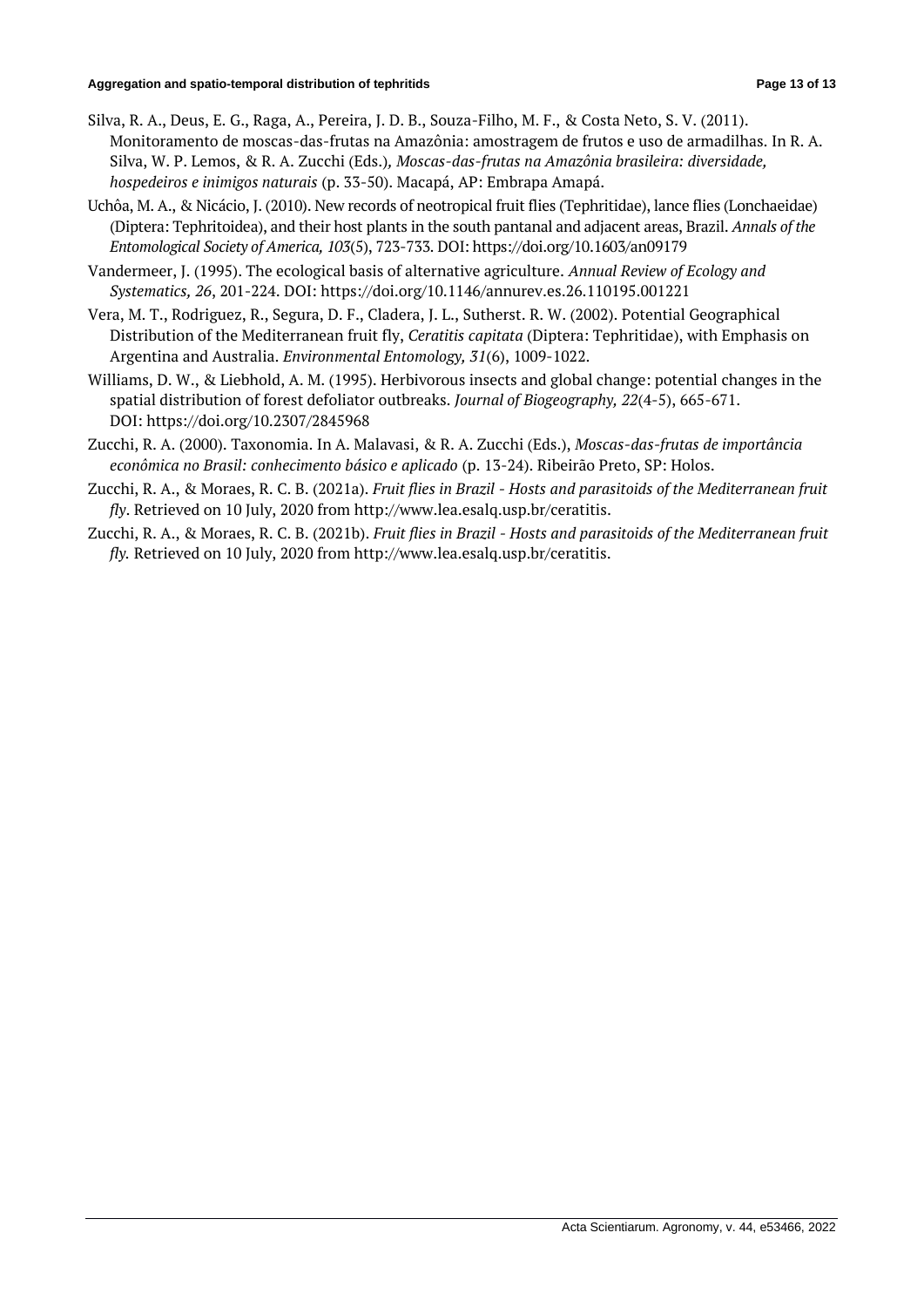Silva, R. A., Deus, E. G., Raga, A., Pereira, J. D. B., Souza-Filho, M. F., & Costa Neto, S. V. (2011). Monitoramento de moscas-das-frutas na Amazônia: amostragem de frutos e uso de armadilhas. In R. A. Silva, W. P. Lemos, & R. A. Zucchi (Eds.)*, Moscas-das-frutas na Amazônia brasileira: diversidade, hospedeiros e inimigos naturais* (p. 33-50). Macapá, AP: Embrapa Amapá.

Uchôa, M. A., & Nicácio, J. (2010). New records of neotropical fruit flies (Tephritidae), lance flies (Lonchaeidae) (Diptera: Tephritoidea), and their host plants in the south pantanal and adjacent areas, Brazil. *Annals of the Entomological Society of America, 103*(5), 723-733. DOI: https://doi.org/10.1603/an09179

Vandermeer, J. (1995). The ecological basis of alternative agriculture. *Annual Review of Ecology and Systematics, 26*, 201-224. DOI: https://doi.org/10.1146/annurev.es.26.110195.001221

Vera, M. T., Rodriguez, R., Segura, D. F., Cladera, J. L., Sutherst. R. W. (2002). Potential Geographical Distribution of the Mediterranean fruit fly, *Ceratitis capitata* (Diptera: Tephritidae), with Emphasis on Argentina and Australia. *Environmental Entomology, 31*(6), 1009-1022.

Williams, D. W., & Liebhold, A. M. (1995). Herbivorous insects and global change: potential changes in the spatial distribution of forest defoliator outbreaks. *Journal of Biogeography, 22*(4-5), 665-671. DOI: https://doi.org/10.2307/2845968

Zucchi, R. A. (2000). Taxonomia. In A. Malavasi, & R. A. Zucchi (Eds.), *Moscas-das-frutas de importância econômica no Brasil: conhecimento básico e aplicado* (p. 13-24). Ribeirão Preto, SP: Holos.

Zucchi, R. A., & Moraes, R. C. B. (2021a). *Fruit flies in Brazil - Hosts and parasitoids of the Mediterranean fruit fly*. Retrieved on 10 July, 2020 from http://www.lea.esalq.usp.br/ceratitis.

Zucchi, R. A., & Moraes, R. C. B. (2021b). *Fruit flies in Brazil - Hosts and parasitoids of the Mediterranean fruit fly.* Retrieved on 10 July, 2020 from http://www.lea.esalq.usp.br/ceratitis.